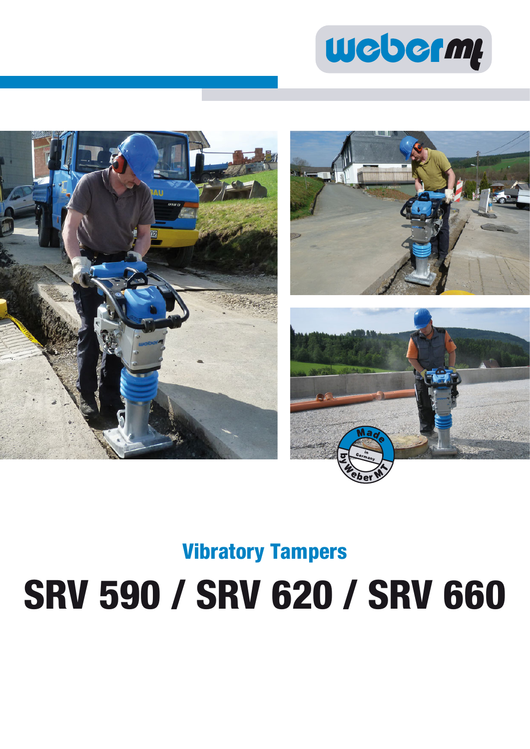## Vibratory Tampers

# SRV 590 / SRV 620 / SRV 660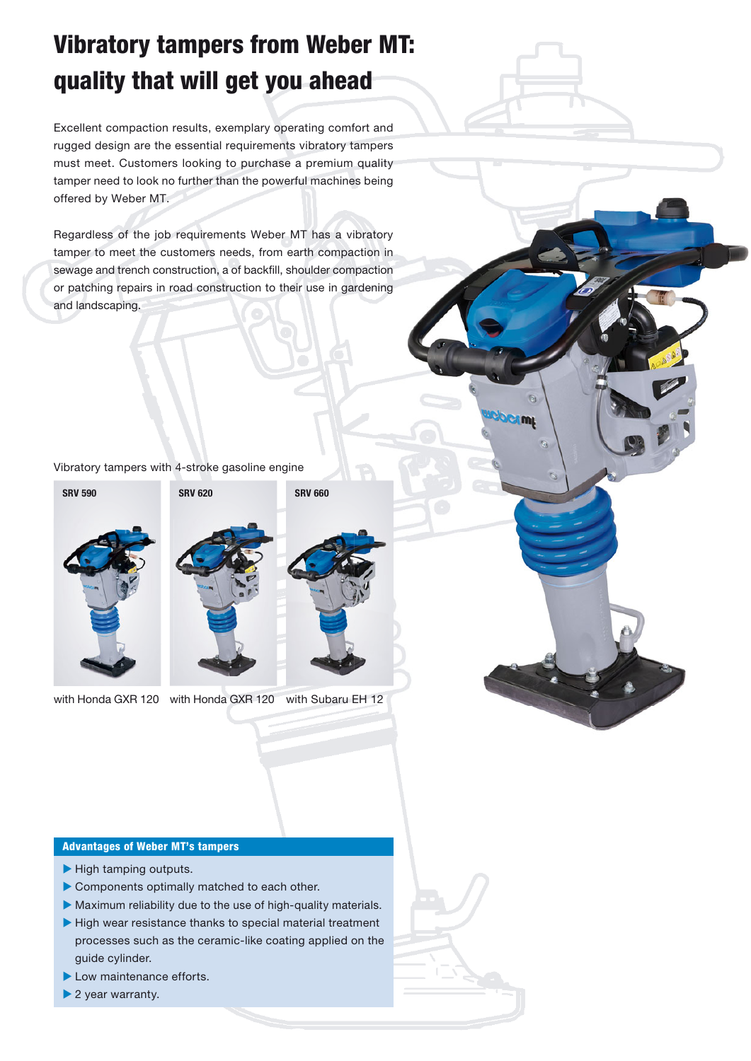# Vibratory tampers from Weber MT: quality that will get you ahead

Excellent compaction results, exemplary operating comfort and rugged design are the essential requirements vibratory tampers must meet. Customers looking to purchase a premium quality tamper need to look no further than the powerful machines being offered by Weber MT.

Regardless of the job requirements Weber MT has a vibratory tamper to meet the customers needs, from earth compaction in sewage and trench construction, a of backfill, shoulder compaction or patching repairs in road construction to their use in gardening and landscaping.

Vibratory tampers with 4-stroke gasoline engine

| SRV 590 | SRV 620 | SRV 660 |
|---|---|---|
| with Honda GXR 120 | with Honda GXR 120 | with Subaru EH 12 |

**Advantages of Weber MT's tampers**

- High tamping outputs.
- Components optimally matched to each other.
- Maximum reliability due to the use of high-quality materials.
- High wear resistance thanks to special material treatment processes such as the ceramic-like coating applied on the guide cylinder.
- Low maintenance efforts.
- 2 year warranty.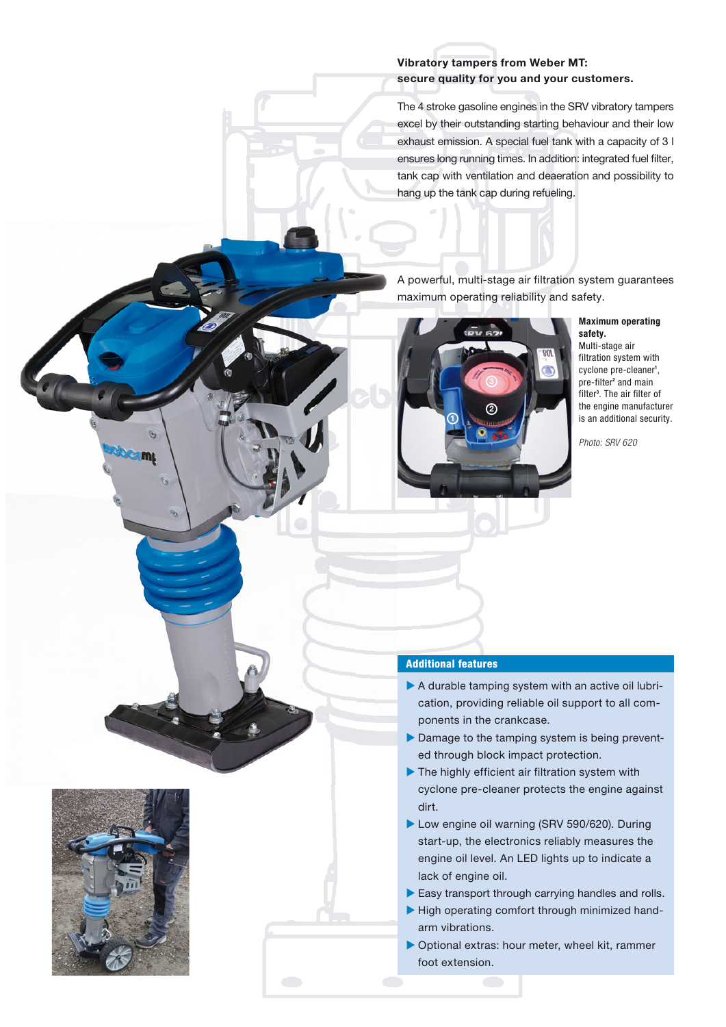**Vibratory tampers from Weber MT: secure quality for you and your customers.**

The 4 stroke gasoline engines in the SRV vibratory tampers excel by their outstanding starting behaviour and their low exhaust emission. A special fuel tank with a capacity of 3 l ensures long running times. In addition: integrated fuel filter, tank cap with ventilation and deaeration and possibility to hang up the tank cap during refueling.

A powerful, multi-stage air filtration system guarantees maximum operating reliability and safety.

**Maximum operating safety.**
Multi-stage air filtration system with cyclone pre-cleaner[1], pre-filter[2] and main filter[3]. The air filter of the engine manufacturer is an additional security.

*Photo: SRV 620*

## Additional features

- A durable tamping system with an active oil lubrication, providing reliable oil support to all components in the crankcase.
- Damage to the tamping system is being prevented through block impact protection.
- The highly efficient air filtration system with cyclone pre-cleaner protects the engine against dirt.
- Low engine oil warning (SRV 590/620). During start-up, the electronics reliably measures the engine oil level. An LED lights up to indicate a lack of engine oil.
- Easy transport through carrying handles and rolls.
- High operating comfort through minimized hand-arm vibrations.
- Optional extras: hour meter, wheel kit, rammer foot extension.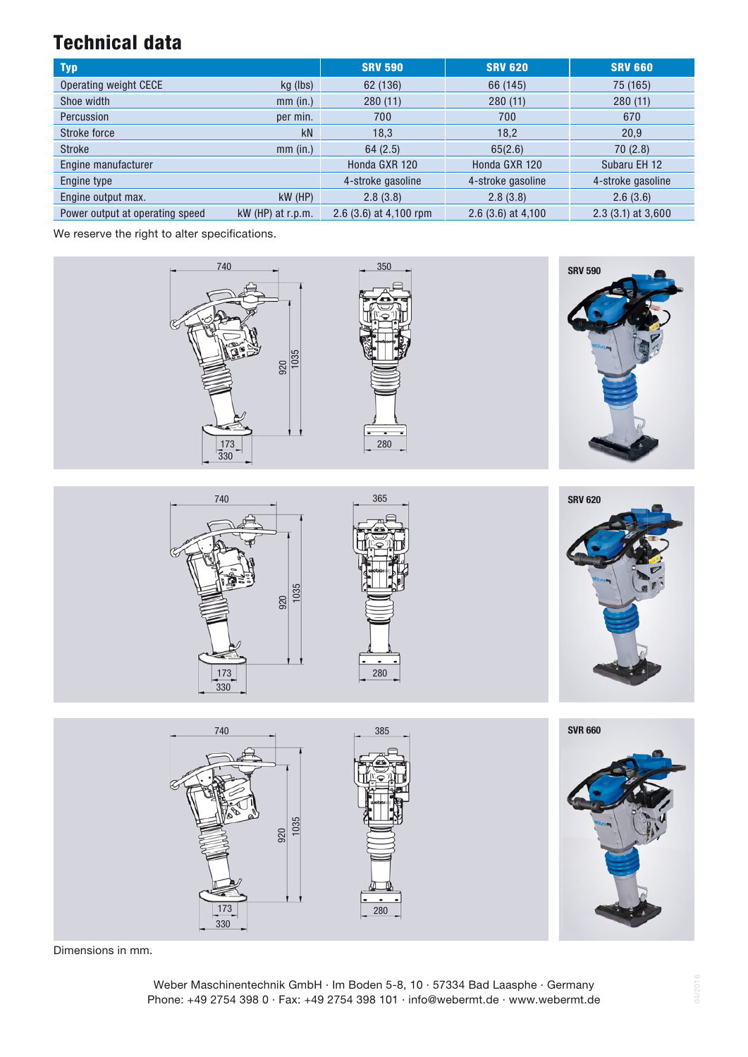# Technical data

| Typ | | SRV 590 | SRV 620 | SRV 660 |
|---|---|---|---|---|
| Operating weight CECE | kg (lbs) | 62 (136) | 66 (145) | 75 (165) |
| Shoe width | mm (in.) | 280 (11) | 280 (11) | 280 (11) |
| Percussion | per min. | 700 | 700 | 670 |
| Stroke force | kN | 18,3 | 18,2 | 20,9 |
| Stroke | mm (in.) | 64 (2.5) | 65(2.6) | 70 (2.8) |
| Engine manufacturer | | Honda GXR 120 | Honda GXR 120 | Subaru EH 12 |
| Engine type | | 4-stroke gasoline | 4-stroke gasoline | 4-stroke gasoline |
| Engine output max. | kW (HP) | 2.8 (3.8) | 2.8 (3.8) | 2.6 (3.6) |
| Power output at operating speed | kW (HP) at r.p.m. | 2.6 (3.6) at 4,100 rpm | 2.6 (3.6) at 4,100 | 2.3 (3.1) at 3,600 |

We reserve the right to alter specifications.

740
350
920
1035
173
330
280
SRV 590

740
365
920
1035
173
330
280
SRV 620

740
385
920
1035
173
330
280
SVR 660

Dimensions in mm.

Weber Maschinentechnik GmbH · Im Boden 5-8, 10 · 57334 Bad Laasphe · Germany
Phone: +49 2754 398 0 · Fax: +49 2754 398 101 · info@webermt.de · www.webermt.de